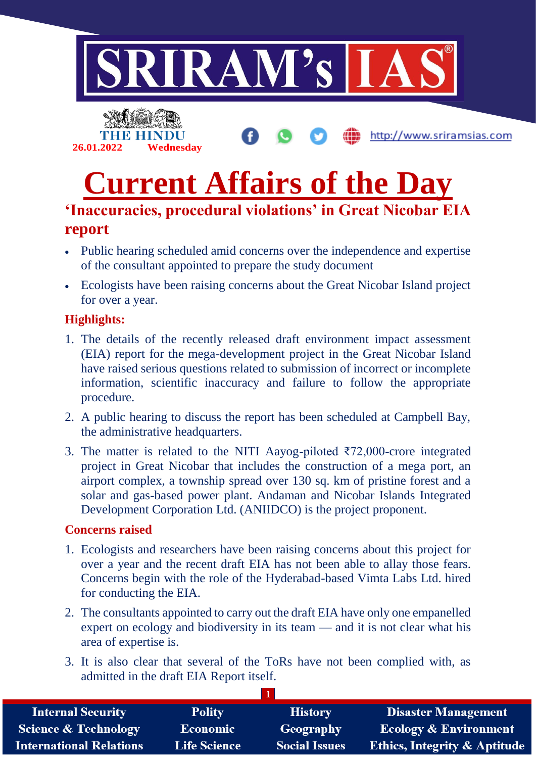# Current Affairs of the Day

## 'Inaccuracies, procedural violations' in Great Nicobar EIA report

- Public hearing scheduled amid concerns over the independence and expertise of the consultant appointed to prepare the study document
- Ecologists have been raising concerns about the Great Nicobar Island project for over a year.

### Highlights:

1. The details of the recently released draft environment impact assessment (EIA) report for the mega-development project in the Great Nicobar Island have raised serious questions related to submission of incorrect or incomplete information, scientific inaccuracy and failure to follow the appropriate procedure.
2. A public hearing to discuss the report has been scheduled at Campbell Bay, the administrative headquarters.
3. The matter is related to the NITI Aayog-piloted ₹72,000-crore integrated project in Great Nicobar that includes the construction of a mega port, an airport complex, a township spread over 130 sq. km of pristine forest and a solar and gas-based power plant. Andaman and Nicobar Islands Integrated Development Corporation Ltd. (ANIIDCO) is the project proponent.

### Concerns raised

1. Ecologists and researchers have been raising concerns about this project for over a year and the recent draft EIA has not been able to allay those fears. Concerns begin with the role of the Hyderabad-based Vimta Labs Ltd. hired for conducting the EIA.
2. The consultants appointed to carry out the draft EIA have only one empanelled expert on ecology and biodiversity in its team — and it is not clear what his area of expertise is.
3. It is also clear that several of the ToRs have not been complied with, as admitted in the draft EIA Report itself.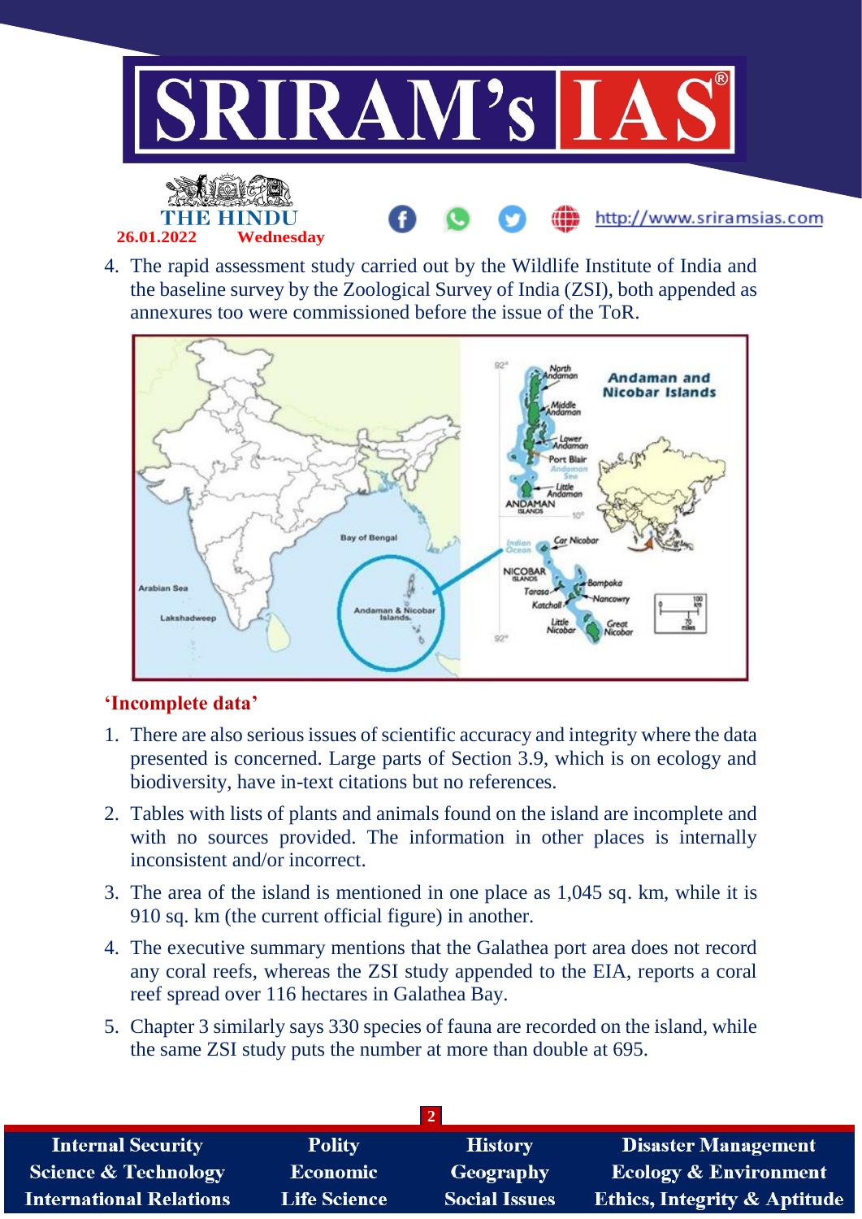4. The rapid assessment study carried out by the Wildlife Institute of India and the baseline survey by the Zoological Survey of India (ZSI), both appended as annexures too were commissioned before the issue of the ToR.

## 'Incomplete data'

1. There are also serious issues of scientific accuracy and integrity where the data presented is concerned. Large parts of Section 3.9, which is on ecology and biodiversity, have in-text citations but no references.
2. Tables with lists of plants and animals found on the island are incomplete and with no sources provided. The information in other places is internally inconsistent and/or incorrect.
3. The area of the island is mentioned in one place as 1,045 sq. km, while it is 910 sq. km (the current official figure) in another.
4. The executive summary mentions that the Galathea port area does not record any coral reefs, whereas the ZSI study appended to the EIA, reports a coral reef spread over 116 hectares in Galathea Bay.
5. Chapter 3 similarly says 330 species of fauna are recorded on the island, while the same ZSI study puts the number at more than double at 695.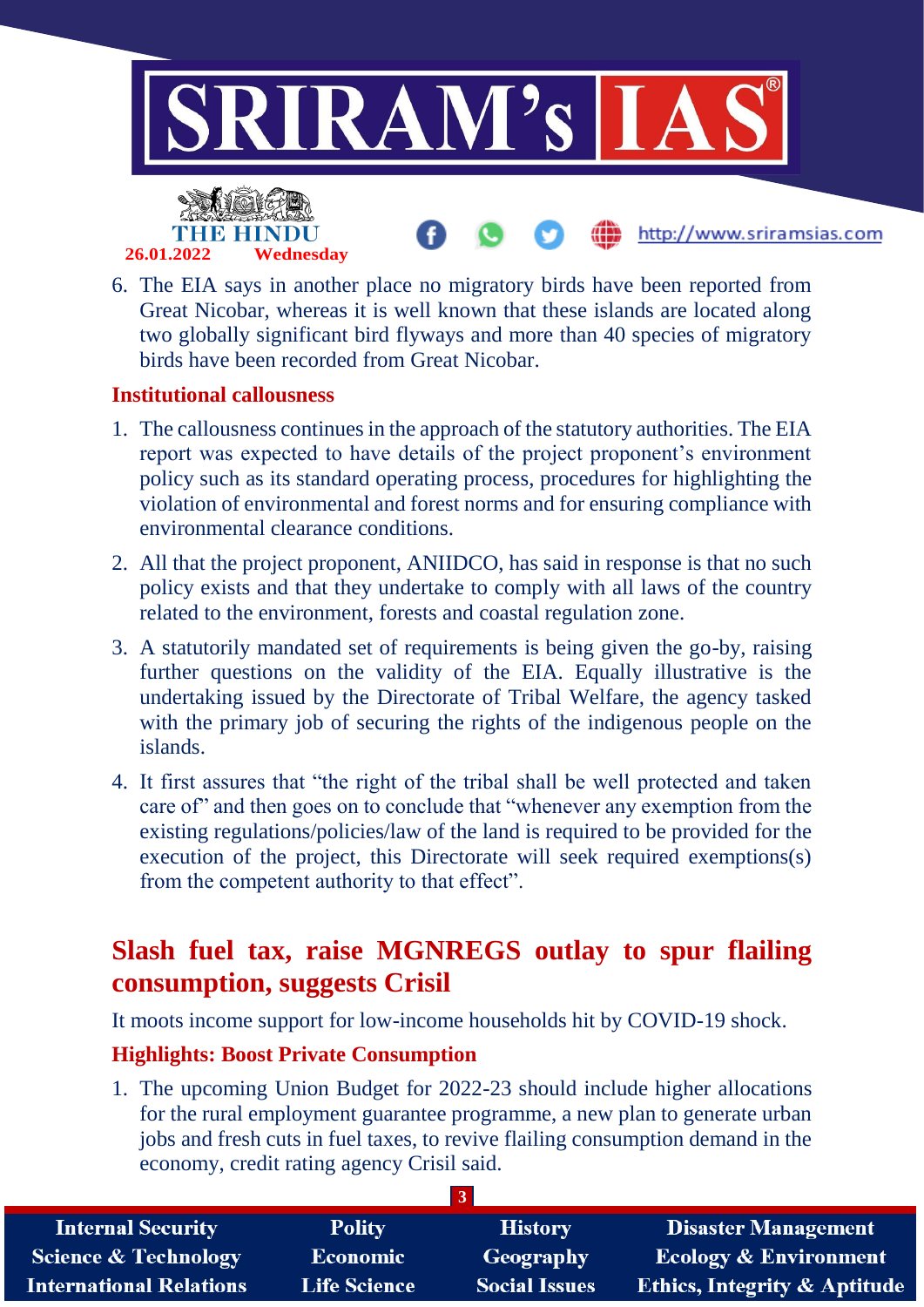6. The EIA says in another place no migratory birds have been reported from Great Nicobar, whereas it is well known that these islands are located along two globally significant bird flyways and more than 40 species of migratory birds have been recorded from Great Nicobar.

### Institutional callousness

1. The callousness continues in the approach of the statutory authorities. The EIA report was expected to have details of the project proponent's environment policy such as its standard operating process, procedures for highlighting the violation of environmental and forest norms and for ensuring compliance with environmental clearance conditions.
2. All that the project proponent, ANIIDCO, has said in response is that no such policy exists and that they undertake to comply with all laws of the country related to the environment, forests and coastal regulation zone.
3. A statutorily mandated set of requirements is being given the go-by, raising further questions on the validity of the EIA. Equally illustrative is the undertaking issued by the Directorate of Tribal Welfare, the agency tasked with the primary job of securing the rights of the indigenous people on the islands.
4. It first assures that "the right of the tribal shall be well protected and taken care of" and then goes on to conclude that "whenever any exemption from the existing regulations/policies/law of the land is required to be provided for the execution of the project, this Directorate will seek required exemptions(s) from the competent authority to that effect".

## Slash fuel tax, raise MGNREGS outlay to spur flailing consumption, suggests Crisil

It moots income support for low-income households hit by COVID-19 shock.

### Highlights: Boost Private Consumption

1. The upcoming Union Budget for 2022-23 should include higher allocations for the rural employment guarantee programme, a new plan to generate urban jobs and fresh cuts in fuel taxes, to revive flailing consumption demand in the economy, credit rating agency Crisil said.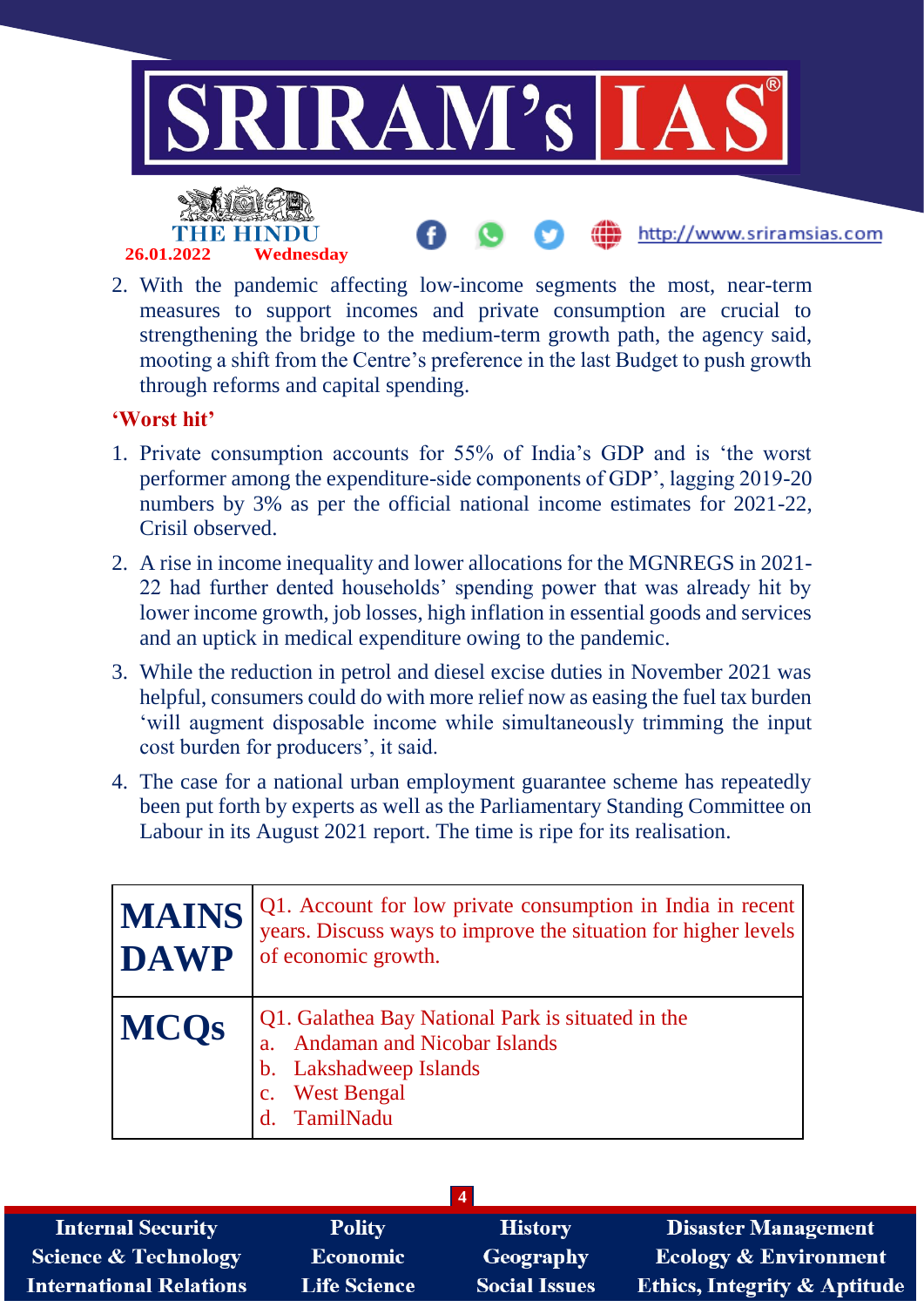2. With the pandemic affecting low-income segments the most, near-term measures to support incomes and private consumption are crucial to strengthening the bridge to the medium-term growth path, the agency said, mooting a shift from the Centre's preference in the last Budget to push growth through reforms and capital spending.

**'Worst hit'**

1. Private consumption accounts for 55% of India's GDP and is 'the worst performer among the expenditure-side components of GDP', lagging 2019-20 numbers by 3% as per the official national income estimates for 2021-22, Crisil observed.
2. A rise in income inequality and lower allocations for the MGNREGS in 2021-22 had further dented households' spending power that was already hit by lower income growth, job losses, high inflation in essential goods and services and an uptick in medical expenditure owing to the pandemic.
3. While the reduction in petrol and diesel excise duties in November 2021 was helpful, consumers could do with more relief now as easing the fuel tax burden 'will augment disposable income while simultaneously trimming the input cost burden for producers', it said.
4. The case for a national urban employment guarantee scheme has repeatedly been put forth by experts as well as the Parliamentary Standing Committee on Labour in its August 2021 report. The time is ripe for its realisation.

| | |
|---|---|
| **MAINS DAWP** | Q1. Account for low private consumption in India in recent years. Discuss ways to improve the situation for higher levels of economic growth. |
| **MCQs** | Q1. Galathea Bay National Park is situated in the<br>a. Andaman and Nicobar Islands<br>b. Lakshadweep Islands<br>c. West Bengal<br>d. TamilNadu |